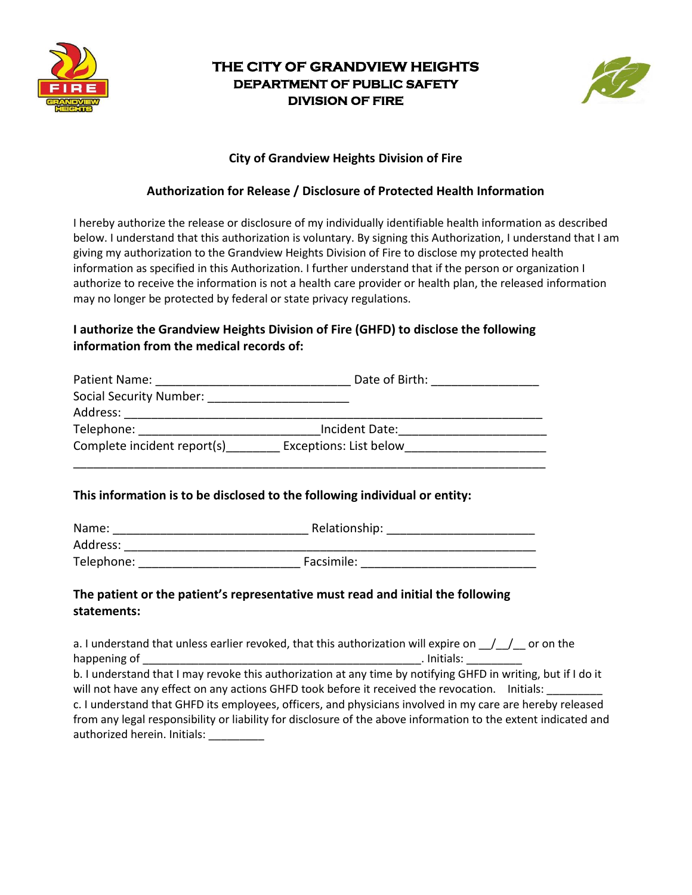# THE CITY OF GRANDVIEW HEIGHTS
## DEPARTMENT OF PUBLIC SAFETY
## DIVISION OF FIRE

**City of Grandview Heights Division of Fire**

**Authorization for Release / Disclosure of Protected Health Information**

I hereby authorize the release or disclosure of my individually identifiable health information as described below. I understand that this authorization is voluntary. By signing this Authorization, I understand that I am giving my authorization to the Grandview Heights Division of Fire to disclose my protected health information as specified in this Authorization. I further understand that if the person or organization I authorize to receive the information is not a health care provider or health plan, the released information may no longer be protected by federal or state privacy regulations.

**I authorize the Grandview Heights Division of Fire (GHFD) to disclose the following information from the medical records of:**

Patient Name: _____________________________ Date of Birth: ________________
Social Security Number: _____________________
Address: ____________________________________________________________
Telephone: ___________________________Incident Date:______________________
Complete incident report(s)________ Exceptions: List below_____________________
_______________________________________________________________________

**This information is to be disclosed to the following individual or entity:**

Name: _____________________________ Relationship: ______________________
Address: ___________________________________________________________
Telephone: ________________________ Facsimile: __________________________

**The patient or the patient's representative must read and initial the following statements:**

a. I understand that unless earlier revoked, that this authorization will expire on __/__/__ or on the happening of __________________________________________. Initials: _________

b. I understand that I may revoke this authorization at any time by notifying GHFD in writing, but if I do it will not have any effect on any actions GHFD took before it received the revocation. Initials: _________

c. I understand that GHFD its employees, officers, and physicians involved in my care are hereby released from any legal responsibility or liability for disclosure of the above information to the extent indicated and authorized herein. Initials: _________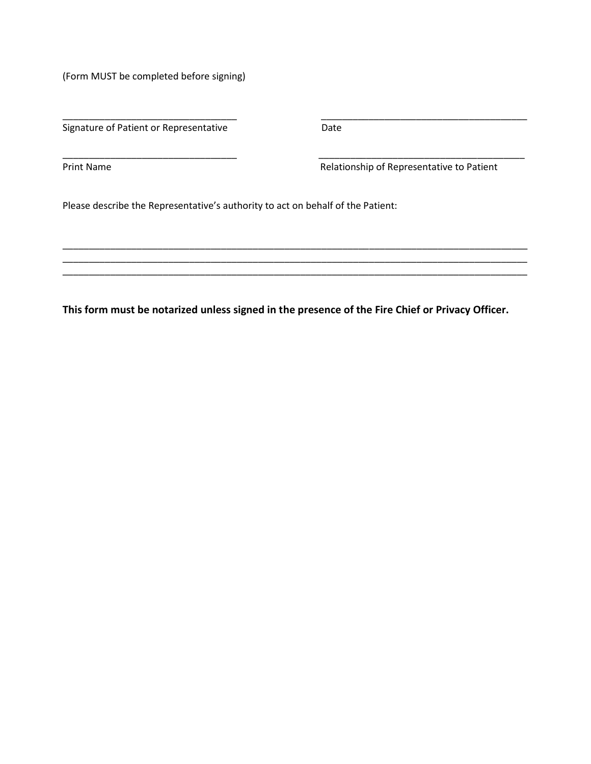(Form MUST be completed before signing)

\_\_\_\_\_\_\_\_\_\_\_\_\_\_\_\_\_\_\_\_\_\_\_\_\_\_\_\_\_\_\_\_ \_\_\_\_\_\_\_\_\_\_\_\_\_\_\_\_\_\_\_\_\_\_\_\_\_\_\_\_\_\_\_\_\_\_\_\_\_\_

Signature of Patient or Representative Date

\_\_\_\_\_\_\_\_\_\_\_\_\_\_\_\_\_\_\_\_\_\_\_\_\_\_\_\_\_\_\_\_ \_\_\_\_\_\_\_\_\_\_\_\_\_\_\_\_\_\_\_\_\_\_\_\_\_\_\_\_\_\_\_\_\_\_\_\_\_\_

Print Name Relationship of Representative to Patient

Please describe the Representative's authority to act on behalf of the Patient:

\_\_\_\_\_\_\_\_\_\_\_\_\_\_\_\_\_\_\_\_\_\_\_\_\_\_\_\_\_\_\_\_\_\_\_\_\_\_\_\_\_\_\_\_\_\_\_\_\_\_\_\_\_\_\_\_\_\_\_\_\_\_\_\_\_\_\_\_\_\_\_\_\_\_\_\_\_\_\_\_\_\_\_\_\_\_
\_\_\_\_\_\_\_\_\_\_\_\_\_\_\_\_\_\_\_\_\_\_\_\_\_\_\_\_\_\_\_\_\_\_\_\_\_\_\_\_\_\_\_\_\_\_\_\_\_\_\_\_\_\_\_\_\_\_\_\_\_\_\_\_\_\_\_\_\_\_\_\_\_\_\_\_\_\_\_\_\_\_\_\_\_\_
\_\_\_\_\_\_\_\_\_\_\_\_\_\_\_\_\_\_\_\_\_\_\_\_\_\_\_\_\_\_\_\_\_\_\_\_\_\_\_\_\_\_\_\_\_\_\_\_\_\_\_\_\_\_\_\_\_\_\_\_\_\_\_\_\_\_\_\_\_\_\_\_\_\_\_\_\_\_\_\_\_\_\_\_\_\_

**This form must be notarized unless signed in the presence of the Fire Chief or Privacy Officer.**